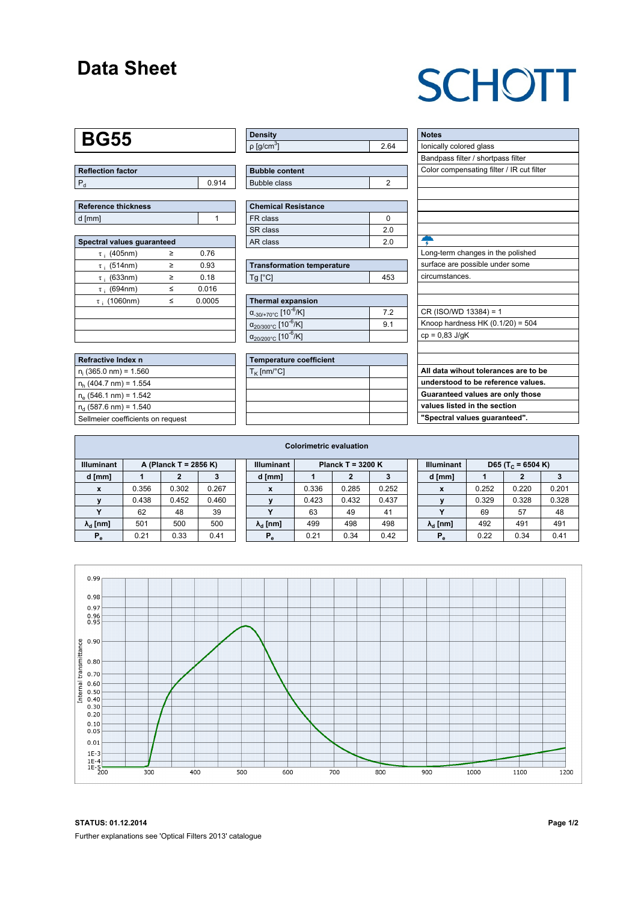# Data Sheet

SCHOTT

## BG55

| Reflection factor | |
|---|---|
| $P_d$ | 0.914 |

| Reference thickness | |
|---|---|
| d [mm] | 1 |

| Spectral values guaranteed | | |
|---|---|---|
| $\tau_i$ (405nm) | ≥ | 0.76 |
| $\tau_i$ (514nm) | ≥ | 0.93 |
| $\tau_i$ (633nm) | ≥ | 0.18 |
| $\tau_i$ (694nm) | ≤ | 0.016 |
| $\tau_i$ (1060nm) | ≤ | 0.0005 |

| Refractive Index n |
|---|
| $n_i$ (365.0 nm) = 1.560 |
| $n_h$ (404.7 nm) = 1.554 |
| $n_e$ (546.1 nm) = 1.542 |
| $n_d$ (587.6 nm) = 1.540 |
| Sellmeier coefficients on request |

| Density | |
|---|---|
| ρ [g/cm$^3$] | 2.64 |

| Bubble content | |
|---|---|
| Bubble class | 2 |

| Chemical Resistance | |
|---|---|
| FR class | 0 |
| SR class | 2.0 |
| AR class | 2.0 |

| Transformation temperature | |
|---|---|
| Tg [°C] | 453 |

| Thermal expansion | |
|---|---|
| $\alpha_{-30/+70°C}$ [$10^{-6}$/K] | 7.2 |
| $\alpha_{20/300°C}$ [$10^{-6}$/K] | 9.1 |
| $\alpha_{20/200°C}$ [$10^{-6}$/K] | |

| Temperature coefficient | |
|---|---|
| $T_K$ [nm/°C] | |

| Notes |
|---|
| Ionically colored glass |
| Bandpass filter / shortpass filter |
| Color compensating filter / IR cut filter |
| Long-term changes in the polished surface are possible under some circumstances. |
| CR (ISO/WD 13384) = 1 |
| Knoop hardness HK (0.1/20) = 504 |
| cp = 0,83 J/gK |

**All data wihout tolerances are to be understood to be reference values. Guaranteed values are only those values listed in the section "Spectral values guaranteed".**

### Colorimetric evaluation

| Illuminant | A (Planck T = 2856 K) | | |
|---|---|---|---|
| d [mm] | 1 | 2 | 3 |
| x | 0.356 | 0.302 | 0.267 |
| y | 0.438 | 0.452 | 0.460 |
| Y | 62 | 48 | 39 |
| $\lambda_d$ [nm] | 501 | 500 | 500 |
| $P_e$ | 0.21 | 0.33 | 0.41 |

| Illuminant | Planck T = 3200 K | | |
|---|---|---|---|
| d [mm] | 1 | 2 | 3 |
| x | 0.336 | 0.285 | 0.252 |
| y | 0.423 | 0.432 | 0.437 |
| Y | 63 | 49 | 41 |
| $\lambda_d$ [nm] | 499 | 498 | 498 |
| $P_e$ | 0.21 | 0.34 | 0.42 |

| Illuminant | D65 ($T_C$ = 6504 K) | | |
|---|---|---|---|
| d [mm] | 1 | 2 | 3 |
| x | 0.252 | 0.220 | 0.201 |
| y | 0.329 | 0.328 | 0.328 |
| Y | 69 | 57 | 48 |
| $\lambda_d$ [nm] | 492 | 491 | 491 |
| $P_e$ | 0.22 | 0.34 | 0.41 |

**STATUS: 01.12.2014**

Further explanations see 'Optical Filters 2013' catalogue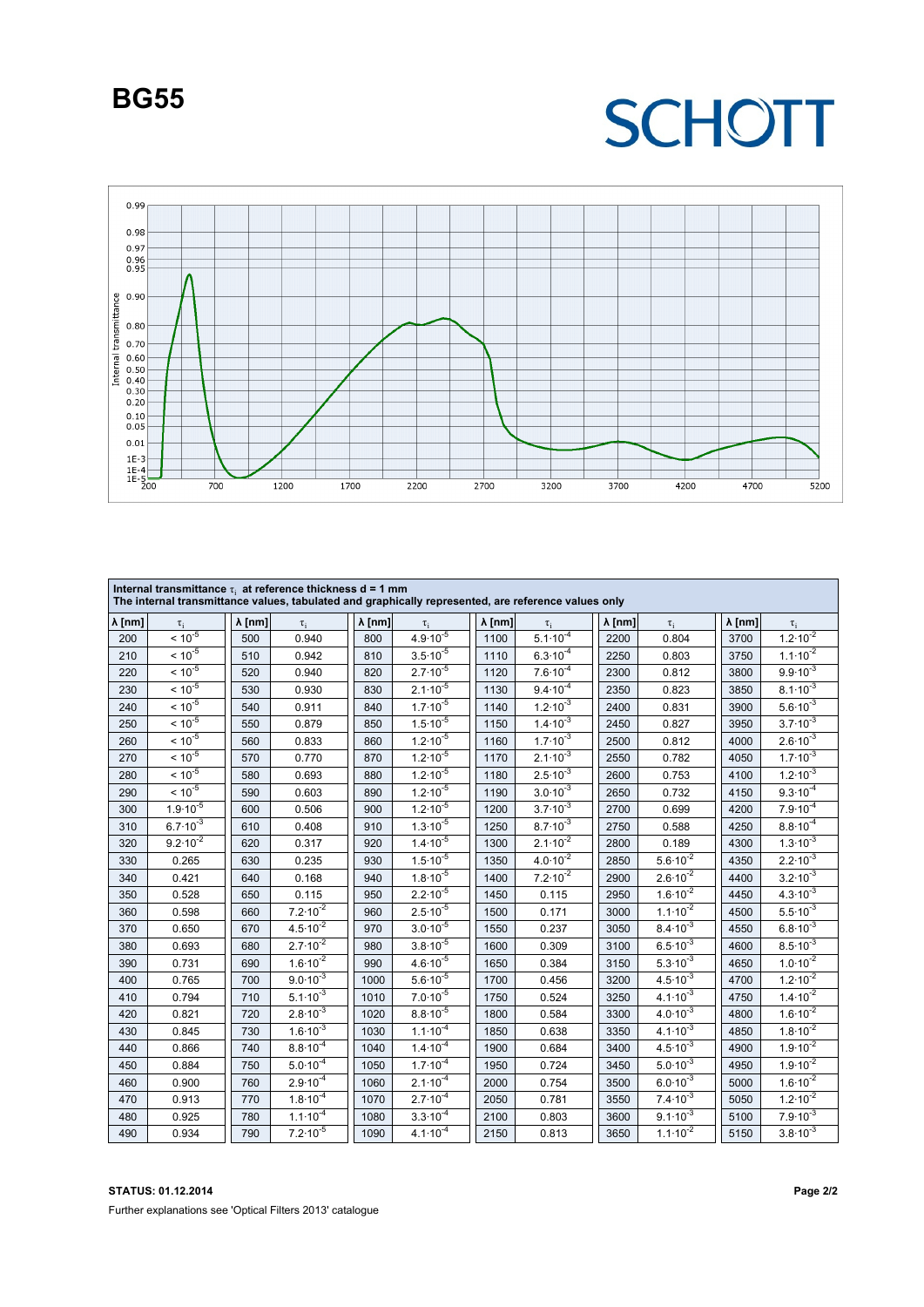# BG55

SCHOTT

0.99
0.98
0.97
0.96
0.95
0.90
0.80
0.70
0.60
0.50
0.40
0.30
0.20
0.10
0.05
0.01
1E-3
1E-4
1E-5

Internal transmittance

200 700 1200 1700 2200 2700 3200 3700 4200 4700 5200

**Internal transmittance $\tau_i$ at reference thickness d = 1 mm**
**The internal transmittance values, tabulated and graphically represented, are reference values only**

| λ [nm] | $\tau_i$ | λ [nm] | $\tau_i$ | λ [nm] | $\tau_i$ | λ [nm] | $\tau_i$ | λ [nm] | $\tau_i$ | λ [nm] | $\tau_i$ |
|---|---|---|---|---|---|---|---|---|---|---|---|
| 200 | $< 10^{-5}$ | 500 | 0.940 | 800 | $4.9 \cdot 10^{-5}$ | 1100 | $5.1 \cdot 10^{-4}$ | 2200 | 0.804 | 3700 | $1.2 \cdot 10^{-2}$ |
| 210 | $< 10^{-5}$ | 510 | 0.942 | 810 | $3.5 \cdot 10^{-5}$ | 1110 | $6.3 \cdot 10^{-4}$ | 2250 | 0.803 | 3750 | $1.1 \cdot 10^{-2}$ |
| 220 | $< 10^{-5}$ | 520 | 0.940 | 820 | $2.7 \cdot 10^{-5}$ | 1120 | $7.6 \cdot 10^{-4}$ | 2300 | 0.812 | 3800 | $9.9 \cdot 10^{-3}$ |
| 230 | $< 10^{-5}$ | 530 | 0.930 | 830 | $2.1 \cdot 10^{-5}$ | 1130 | $9.4 \cdot 10^{-4}$ | 2350 | 0.823 | 3850 | $8.1 \cdot 10^{-3}$ |
| 240 | $< 10^{-5}$ | 540 | 0.911 | 840 | $1.7 \cdot 10^{-5}$ | 1140 | $1.2 \cdot 10^{-3}$ | 2400 | 0.831 | 3900 | $5.6 \cdot 10^{-3}$ |
| 250 | $< 10^{-5}$ | 550 | 0.879 | 850 | $1.5 \cdot 10^{-5}$ | 1150 | $1.4 \cdot 10^{-3}$ | 2450 | 0.827 | 3950 | $3.7 \cdot 10^{-3}$ |
| 260 | $< 10^{-5}$ | 560 | 0.833 | 860 | $1.2 \cdot 10^{-5}$ | 1160 | $1.7 \cdot 10^{-3}$ | 2500 | 0.812 | 4000 | $2.6 \cdot 10^{-3}$ |
| 270 | $< 10^{-5}$ | 570 | 0.770 | 870 | $1.2 \cdot 10^{-5}$ | 1170 | $2.1 \cdot 10^{-3}$ | 2550 | 0.782 | 4050 | $1.7 \cdot 10^{-3}$ |
| 280 | $< 10^{-5}$ | 580 | 0.693 | 880 | $1.2 \cdot 10^{-5}$ | 1180 | $2.5 \cdot 10^{-3}$ | 2600 | 0.753 | 4100 | $1.2 \cdot 10^{-3}$ |
| 290 | $< 10^{-5}$ | 590 | 0.603 | 890 | $1.2 \cdot 10^{-5}$ | 1190 | $3.0 \cdot 10^{-3}$ | 2650 | 0.732 | 4150 | $9.3 \cdot 10^{-4}$ |
| 300 | $1.9 \cdot 10^{-5}$ | 600 | 0.506 | 900 | $1.2 \cdot 10^{-5}$ | 1200 | $3.7 \cdot 10^{-3}$ | 2700 | 0.699 | 4200 | $7.9 \cdot 10^{-4}$ |
| 310 | $6.7 \cdot 10^{-3}$ | 610 | 0.408 | 910 | $1.3 \cdot 10^{-5}$ | 1250 | $8.7 \cdot 10^{-3}$ | 2750 | 0.588 | 4250 | $8.8 \cdot 10^{-4}$ |
| 320 | $9.2 \cdot 10^{-2}$ | 620 | 0.317 | 920 | $1.4 \cdot 10^{-5}$ | 1300 | $2.1 \cdot 10^{-2}$ | 2800 | 0.189 | 4300 | $1.3 \cdot 10^{-3}$ |
| 330 | 0.265 | 630 | 0.235 | 930 | $1.5 \cdot 10^{-5}$ | 1350 | $4.0 \cdot 10^{-2}$ | 2850 | $5.6 \cdot 10^{-2}$ | 4350 | $2.2 \cdot 10^{-3}$ |
| 340 | 0.421 | 640 | 0.168 | 940 | $1.8 \cdot 10^{-5}$ | 1400 | $7.2 \cdot 10^{-2}$ | 2900 | $2.6 \cdot 10^{-2}$ | 4400 | $3.2 \cdot 10^{-3}$ |
| 350 | 0.528 | 650 | 0.115 | 950 | $2.2 \cdot 10^{-5}$ | 1450 | 0.115 | 2950 | $1.6 \cdot 10^{-2}$ | 4450 | $4.3 \cdot 10^{-3}$ |
| 360 | 0.598 | 660 | $7.2 \cdot 10^{-2}$ | 960 | $2.5 \cdot 10^{-5}$ | 1500 | 0.171 | 3000 | $1.1 \cdot 10^{-2}$ | 4500 | $5.5 \cdot 10^{-3}$ |
| 370 | 0.650 | 670 | $4.5 \cdot 10^{-2}$ | 970 | $3.0 \cdot 10^{-5}$ | 1550 | 0.237 | 3050 | $8.4 \cdot 10^{-3}$ | 4550 | $6.8 \cdot 10^{-3}$ |
| 380 | 0.693 | 680 | $2.7 \cdot 10^{-2}$ | 980 | $3.8 \cdot 10^{-5}$ | 1600 | 0.309 | 3100 | $6.5 \cdot 10^{-3}$ | 4600 | $8.5 \cdot 10^{-3}$ |
| 390 | 0.731 | 690 | $1.6 \cdot 10^{-2}$ | 990 | $4.6 \cdot 10^{-5}$ | 1650 | 0.384 | 3150 | $5.3 \cdot 10^{-3}$ | 4650 | $1.0 \cdot 10^{-2}$ |
| 400 | 0.765 | 700 | $9.0 \cdot 10^{-3}$ | 1000 | $5.6 \cdot 10^{-5}$ | 1700 | 0.456 | 3200 | $4.5 \cdot 10^{-3}$ | 4700 | $1.2 \cdot 10^{-2}$ |
| 410 | 0.794 | 710 | $5.1 \cdot 10^{-3}$ | 1010 | $7.0 \cdot 10^{-5}$ | 1750 | 0.524 | 3250 | $4.1 \cdot 10^{-3}$ | 4750 | $1.4 \cdot 10^{-2}$ |
| 420 | 0.821 | 720 | $2.8 \cdot 10^{-3}$ | 1020 | $8.8 \cdot 10^{-5}$ | 1800 | 0.584 | 3300 | $4.0 \cdot 10^{-3}$ | 4800 | $1.6 \cdot 10^{-2}$ |
| 430 | 0.845 | 730 | $1.6 \cdot 10^{-3}$ | 1030 | $1.1 \cdot 10^{-4}$ | 1850 | 0.638 | 3350 | $4.1 \cdot 10^{-3}$ | 4850 | $1.8 \cdot 10^{-2}$ |
| 440 | 0.866 | 740 | $8.8 \cdot 10^{-4}$ | 1040 | $1.4 \cdot 10^{-4}$ | 1900 | 0.684 | 3400 | $4.5 \cdot 10^{-3}$ | 4900 | $1.9 \cdot 10^{-2}$ |
| 450 | 0.884 | 750 | $5.0 \cdot 10^{-4}$ | 1050 | $1.7 \cdot 10^{-4}$ | 1950 | 0.724 | 3450 | $5.0 \cdot 10^{-3}$ | 4950 | $1.9 \cdot 10^{-2}$ |
| 460 | 0.900 | 760 | $2.9 \cdot 10^{-4}$ | 1060 | $2.1 \cdot 10^{-4}$ | 2000 | 0.754 | 3500 | $6.0 \cdot 10^{-3}$ | 5000 | $1.6 \cdot 10^{-2}$ |
| 470 | 0.913 | 770 | $1.8 \cdot 10^{-4}$ | 1070 | $2.7 \cdot 10^{-4}$ | 2050 | 0.781 | 3550 | $7.4 \cdot 10^{-3}$ | 5050 | $1.2 \cdot 10^{-2}$ |
| 480 | 0.925 | 780 | $1.1 \cdot 10^{-4}$ | 1080 | $3.3 \cdot 10^{-4}$ | 2100 | 0.803 | 3600 | $9.1 \cdot 10^{-3}$ | 5100 | $7.9 \cdot 10^{-3}$ |
| 490 | 0.934 | 790 | $7.2 \cdot 10^{-5}$ | 1090 | $4.1 \cdot 10^{-4}$ | 2150 | 0.813 | 3650 | $1.1 \cdot 10^{-2}$ | 5150 | $3.8 \cdot 10^{-3}$ |

**STATUS: 01.12.2014**

Further explanations see 'Optical Filters 2013' catalogue